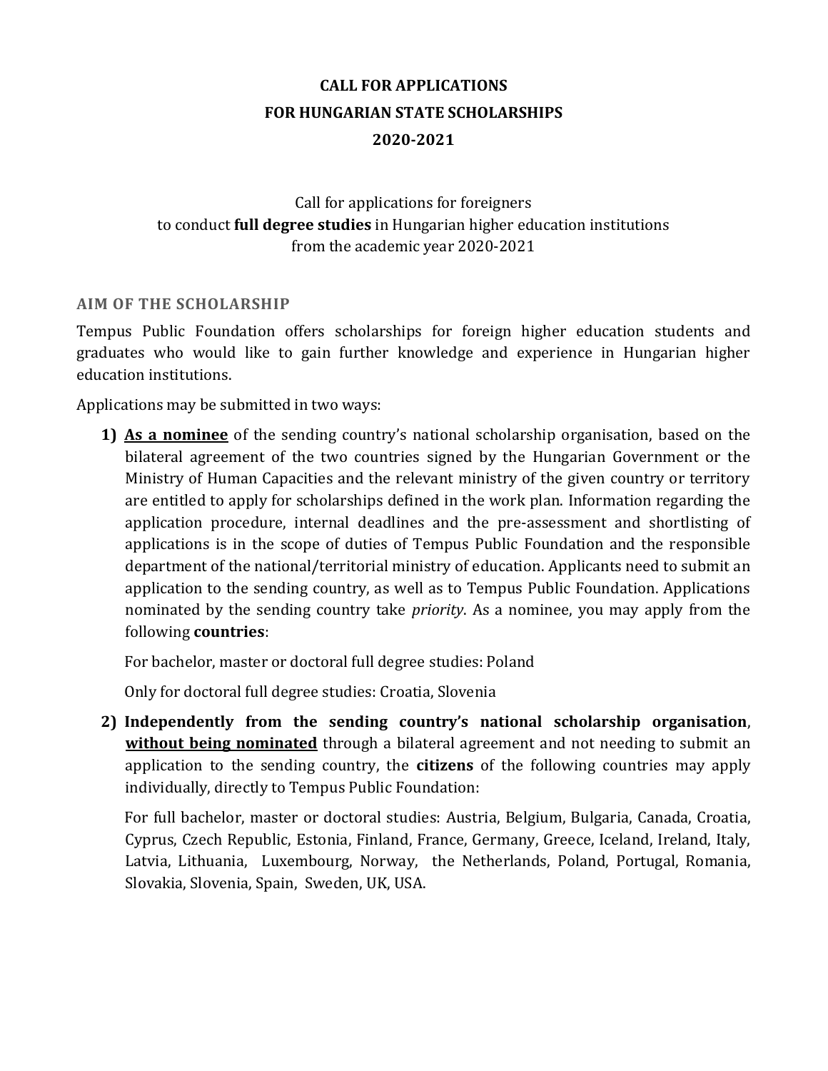# CALL FOR APPLICATIONS
# FOR HUNGARIAN STATE SCHOLARSHIPS
# 2020-2021

Call for applications for foreigners
to conduct **full degree studies** in Hungarian higher education institutions
from the academic year 2020-2021

## AIM OF THE SCHOLARSHIP

Tempus Public Foundation offers scholarships for foreign higher education students and graduates who would like to gain further knowledge and experience in Hungarian higher education institutions.

Applications may be submitted in two ways:

1) **As a nominee** of the sending country's national scholarship organisation, based on the bilateral agreement of the two countries signed by the Hungarian Government or the Ministry of Human Capacities and the relevant ministry of the given country or territory are entitled to apply for scholarships defined in the work plan. Information regarding the application procedure, internal deadlines and the pre-assessment and shortlisting of applications is in the scope of duties of Tempus Public Foundation and the responsible department of the national/territorial ministry of education. Applicants need to submit an application to the sending country, as well as to Tempus Public Foundation. Applications nominated by the sending country take *priority*. As a nominee, you may apply from the following **countries**:

   For bachelor, master or doctoral full degree studies: Poland

   Only for doctoral full degree studies: Croatia, Slovenia

2) **Independently from the sending country's national scholarship organisation**, **without being nominated** through a bilateral agreement and not needing to submit an application to the sending country, the **citizens** of the following countries may apply individually, directly to Tempus Public Foundation:

   For full bachelor, master or doctoral studies: Austria, Belgium, Bulgaria, Canada, Croatia, Cyprus, Czech Republic, Estonia, Finland, France, Germany, Greece, Iceland, Ireland, Italy, Latvia, Lithuania, Luxembourg, Norway, the Netherlands, Poland, Portugal, Romania, Slovakia, Slovenia, Spain, Sweden, UK, USA.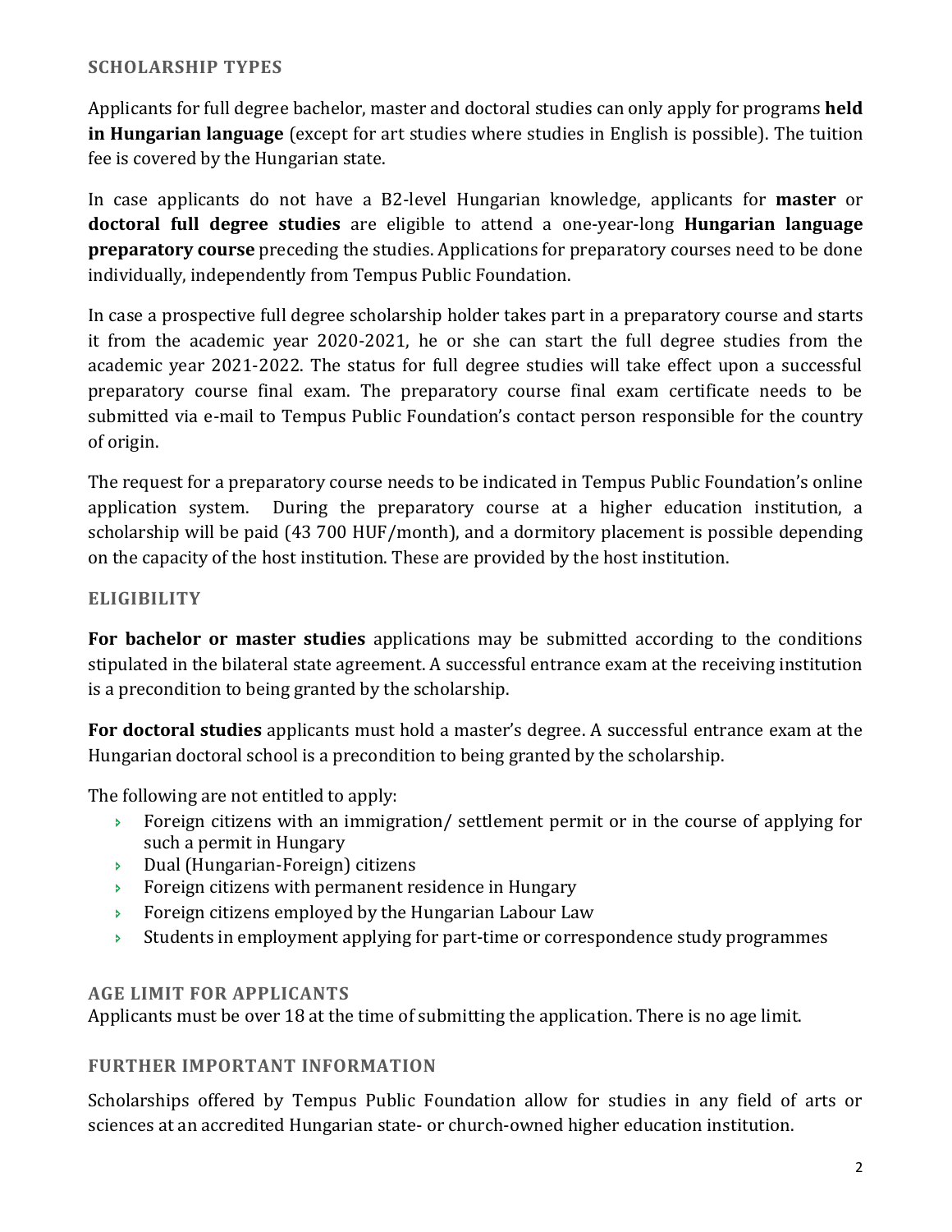## SCHOLARSHIP TYPES

Applicants for full degree bachelor, master and doctoral studies can only apply for programs **held in Hungarian language** (except for art studies where studies in English is possible). The tuition fee is covered by the Hungarian state.

In case applicants do not have a B2-level Hungarian knowledge, applicants for **master** or **doctoral full degree studies** are eligible to attend a one-year-long **Hungarian language preparatory course** preceding the studies. Applications for preparatory courses need to be done individually, independently from Tempus Public Foundation.

In case a prospective full degree scholarship holder takes part in a preparatory course and starts it from the academic year 2020-2021, he or she can start the full degree studies from the academic year 2021-2022. The status for full degree studies will take effect upon a successful preparatory course final exam. The preparatory course final exam certificate needs to be submitted via e-mail to Tempus Public Foundation's contact person responsible for the country of origin.

The request for a preparatory course needs to be indicated in Tempus Public Foundation's online application system. During the preparatory course at a higher education institution, a scholarship will be paid (43 700 HUF/month), and a dormitory placement is possible depending on the capacity of the host institution. These are provided by the host institution.

## ELIGIBILITY

**For bachelor or master studies** applications may be submitted according to the conditions stipulated in the bilateral state agreement. A successful entrance exam at the receiving institution is a precondition to being granted by the scholarship.

**For doctoral studies** applicants must hold a master's degree. A successful entrance exam at the Hungarian doctoral school is a precondition to being granted by the scholarship.

The following are not entitled to apply:

- Foreign citizens with an immigration/ settlement permit or in the course of applying for such a permit in Hungary
- Dual (Hungarian-Foreign) citizens
- Foreign citizens with permanent residence in Hungary
- Foreign citizens employed by the Hungarian Labour Law
- Students in employment applying for part-time or correspondence study programmes

## AGE LIMIT FOR APPLICANTS

Applicants must be over 18 at the time of submitting the application. There is no age limit.

## FURTHER IMPORTANT INFORMATION

Scholarships offered by Tempus Public Foundation allow for studies in any field of arts or sciences at an accredited Hungarian state- or church-owned higher education institution.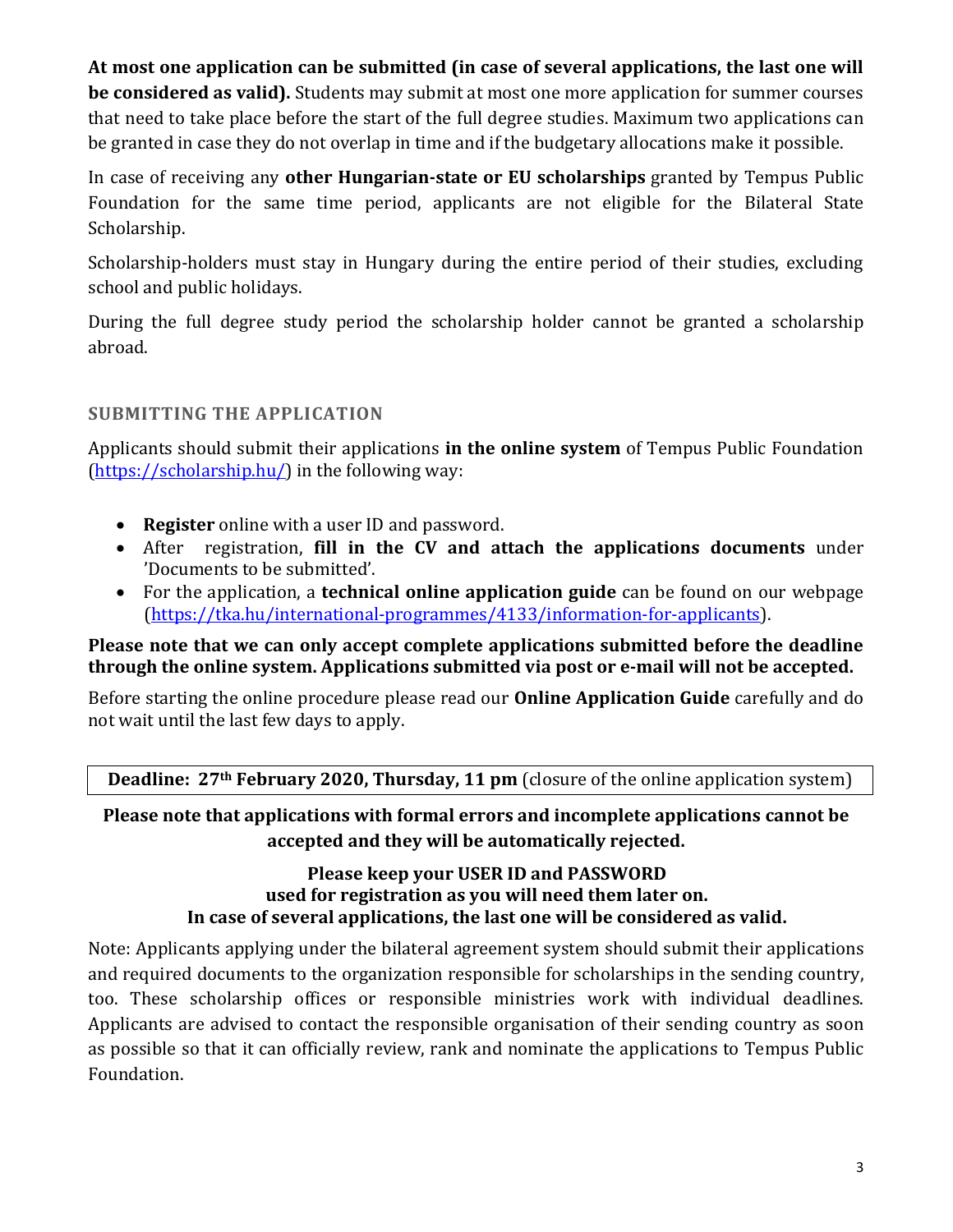**At most one application can be submitted (in case of several applications, the last one will be considered as valid).** Students may submit at most one more application for summer courses that need to take place before the start of the full degree studies. Maximum two applications can be granted in case they do not overlap in time and if the budgetary allocations make it possible.

In case of receiving any **other Hungarian-state or EU scholarships** granted by Tempus Public Foundation for the same time period, applicants are not eligible for the Bilateral State Scholarship.

Scholarship-holders must stay in Hungary during the entire period of their studies, excluding school and public holidays.

During the full degree study period the scholarship holder cannot be granted a scholarship abroad.

## SUBMITTING THE APPLICATION

Applicants should submit their applications **in the online system** of Tempus Public Foundation (https://scholarship.hu/) in the following way:

- **Register** online with a user ID and password.
- After registration, **fill in the CV and attach the applications documents** under 'Documents to be submitted'.
- For the application, a **technical online application guide** can be found on our webpage (https://tka.hu/international-programmes/4133/information-for-applicants).

**Please note that we can only accept complete applications submitted before the deadline through the online system. Applications submitted via post or e-mail will not be accepted.**

Before starting the online procedure please read our **Online Application Guide** carefully and do not wait until the last few days to apply.

**Deadline: 27th February 2020, Thursday, 11 pm** (closure of the online application system)

**Please note that applications with formal errors and incomplete applications cannot be accepted and they will be automatically rejected.**

**Please keep your USER ID and PASSWORD used for registration as you will need them later on. In case of several applications, the last one will be considered as valid.**

Note: Applicants applying under the bilateral agreement system should submit their applications and required documents to the organization responsible for scholarships in the sending country, too. These scholarship offices or responsible ministries work with individual deadlines. Applicants are advised to contact the responsible organisation of their sending country as soon as possible so that it can officially review, rank and nominate the applications to Tempus Public Foundation.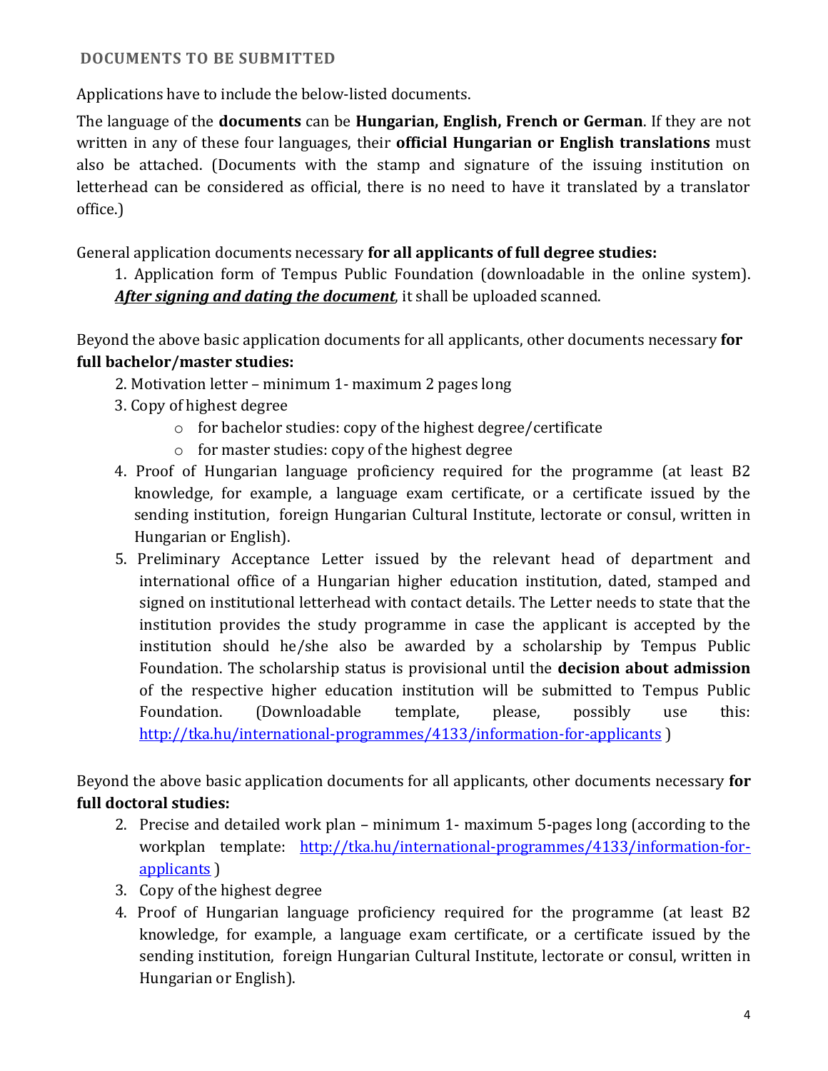## DOCUMENTS TO BE SUBMITTED

Applications have to include the below-listed documents.

The language of the **documents** can be **Hungarian, English, French or German**. If they are not written in any of these four languages, their **official Hungarian or English translations** must also be attached. (Documents with the stamp and signature of the issuing institution on letterhead can be considered as official, there is no need to have it translated by a translator office.)

General application documents necessary **for all applicants of full degree studies:**

1. Application form of Tempus Public Foundation (downloadable in the online system). ***After signing and dating the document***, it shall be uploaded scanned.

Beyond the above basic application documents for all applicants, other documents necessary **for full bachelor/master studies:**

2. Motivation letter – minimum 1- maximum 2 pages long
3. Copy of highest degree
   - for bachelor studies: copy of the highest degree/certificate
   - for master studies: copy of the highest degree
4. Proof of Hungarian language proficiency required for the programme (at least B2 knowledge, for example, a language exam certificate, or a certificate issued by the sending institution, foreign Hungarian Cultural Institute, lectorate or consul, written in Hungarian or English).
5. Preliminary Acceptance Letter issued by the relevant head of department and international office of a Hungarian higher education institution, dated, stamped and signed on institutional letterhead with contact details. The Letter needs to state that the institution provides the study programme in case the applicant is accepted by the institution should he/she also be awarded by a scholarship by Tempus Public Foundation. The scholarship status is provisional until the **decision about admission** of the respective higher education institution will be submitted to Tempus Public Foundation. (Downloadable template, please, possibly use this: http://tka.hu/international-programmes/4133/information-for-applicants )

Beyond the above basic application documents for all applicants, other documents necessary **for full doctoral studies:**

2. Precise and detailed work plan – minimum 1- maximum 5-pages long (according to the workplan template: http://tka.hu/international-programmes/4133/information-for-applicants )
3. Copy of the highest degree
4. Proof of Hungarian language proficiency required for the programme (at least B2 knowledge, for example, a language exam certificate, or a certificate issued by the sending institution, foreign Hungarian Cultural Institute, lectorate or consul, written in Hungarian or English).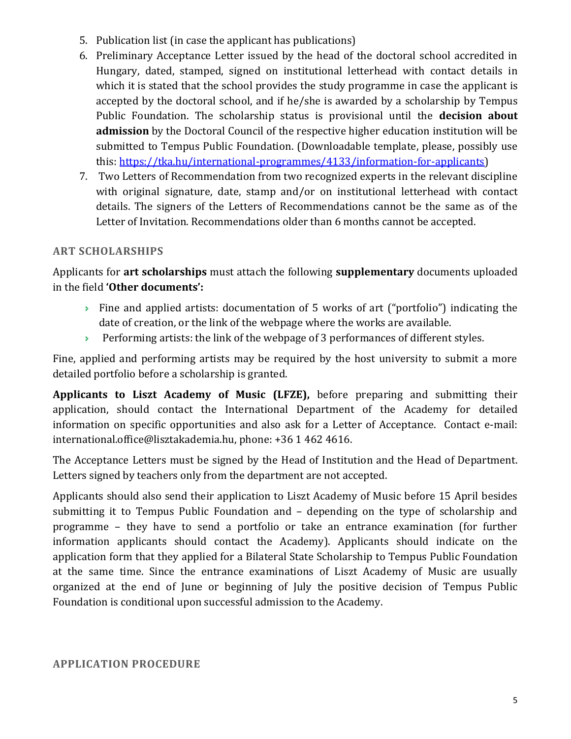5. Publication list (in case the applicant has publications)
6. Preliminary Acceptance Letter issued by the head of the doctoral school accredited in Hungary, dated, stamped, signed on institutional letterhead with contact details in which it is stated that the school provides the study programme in case the applicant is accepted by the doctoral school, and if he/she is awarded by a scholarship by Tempus Public Foundation. The scholarship status is provisional until the **decision about admission** by the Doctoral Council of the respective higher education institution will be submitted to Tempus Public Foundation. (Downloadable template, please, possibly use this: [https://tka.hu/international-programmes/4133/information-for-applicants](https://tka.hu/international-programmes/4133/information-for-applicants))
7. Two Letters of Recommendation from two recognized experts in the relevant discipline with original signature, date, stamp and/or on institutional letterhead with contact details. The signers of the Letters of Recommendations cannot be the same as of the Letter of Invitation. Recommendations older than 6 months cannot be accepted.

### ART SCHOLARSHIPS

Applicants for **art scholarships** must attach the following **supplementary** documents uploaded in the field **'Other documents':**

- Fine and applied artists: documentation of 5 works of art ("portfolio") indicating the date of creation, or the link of the webpage where the works are available.
- Performing artists: the link of the webpage of 3 performances of different styles.

Fine, applied and performing artists may be required by the host university to submit a more detailed portfolio before a scholarship is granted.

**Applicants to Liszt Academy of Music (LFZE),** before preparing and submitting their application, should contact the International Department of the Academy for detailed information on specific opportunities and also ask for a Letter of Acceptance. Contact e-mail: international.office@lisztakademia.hu, phone: +36 1 462 4616.

The Acceptance Letters must be signed by the Head of Institution and the Head of Department. Letters signed by teachers only from the department are not accepted.

Applicants should also send their application to Liszt Academy of Music before 15 April besides submitting it to Tempus Public Foundation and – depending on the type of scholarship and programme – they have to send a portfolio or take an entrance examination (for further information applicants should contact the Academy). Applicants should indicate on the application form that they applied for a Bilateral State Scholarship to Tempus Public Foundation at the same time. Since the entrance examinations of Liszt Academy of Music are usually organized at the end of June or beginning of July the positive decision of Tempus Public Foundation is conditional upon successful admission to the Academy.

### APPLICATION PROCEDURE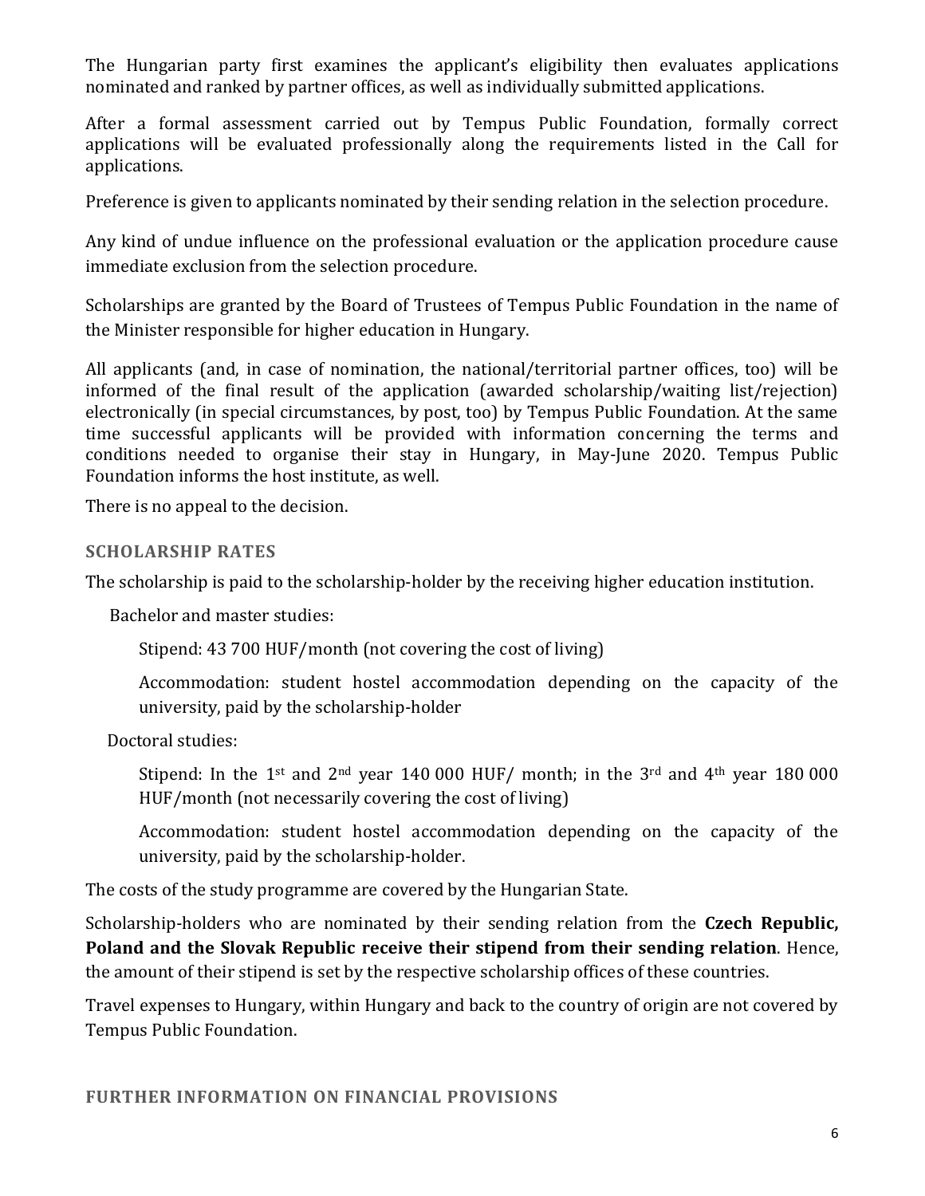The Hungarian party first examines the applicant's eligibility then evaluates applications nominated and ranked by partner offices, as well as individually submitted applications.

After a formal assessment carried out by Tempus Public Foundation, formally correct applications will be evaluated professionally along the requirements listed in the Call for applications.

Preference is given to applicants nominated by their sending relation in the selection procedure.

Any kind of undue influence on the professional evaluation or the application procedure cause immediate exclusion from the selection procedure.

Scholarships are granted by the Board of Trustees of Tempus Public Foundation in the name of the Minister responsible for higher education in Hungary.

All applicants (and, in case of nomination, the national/territorial partner offices, too) will be informed of the final result of the application (awarded scholarship/waiting list/rejection) electronically (in special circumstances, by post, too) by Tempus Public Foundation. At the same time successful applicants will be provided with information concerning the terms and conditions needed to organise their stay in Hungary, in May-June 2020. Tempus Public Foundation informs the host institute, as well.

There is no appeal to the decision.

## SCHOLARSHIP RATES

The scholarship is paid to the scholarship-holder by the receiving higher education institution.

Bachelor and master studies:

Stipend: 43 700 HUF/month (not covering the cost of living)

Accommodation: student hostel accommodation depending on the capacity of the university, paid by the scholarship-holder

Doctoral studies:

Stipend: In the 1st and 2nd year 140 000 HUF/ month; in the 3rd and 4th year 180 000 HUF/month (not necessarily covering the cost of living)

Accommodation: student hostel accommodation depending on the capacity of the university, paid by the scholarship-holder.

The costs of the study programme are covered by the Hungarian State.

Scholarship-holders who are nominated by their sending relation from the **Czech Republic, Poland and the Slovak Republic receive their stipend from their sending relation**. Hence, the amount of their stipend is set by the respective scholarship offices of these countries.

Travel expenses to Hungary, within Hungary and back to the country of origin are not covered by Tempus Public Foundation.

## FURTHER INFORMATION ON FINANCIAL PROVISIONS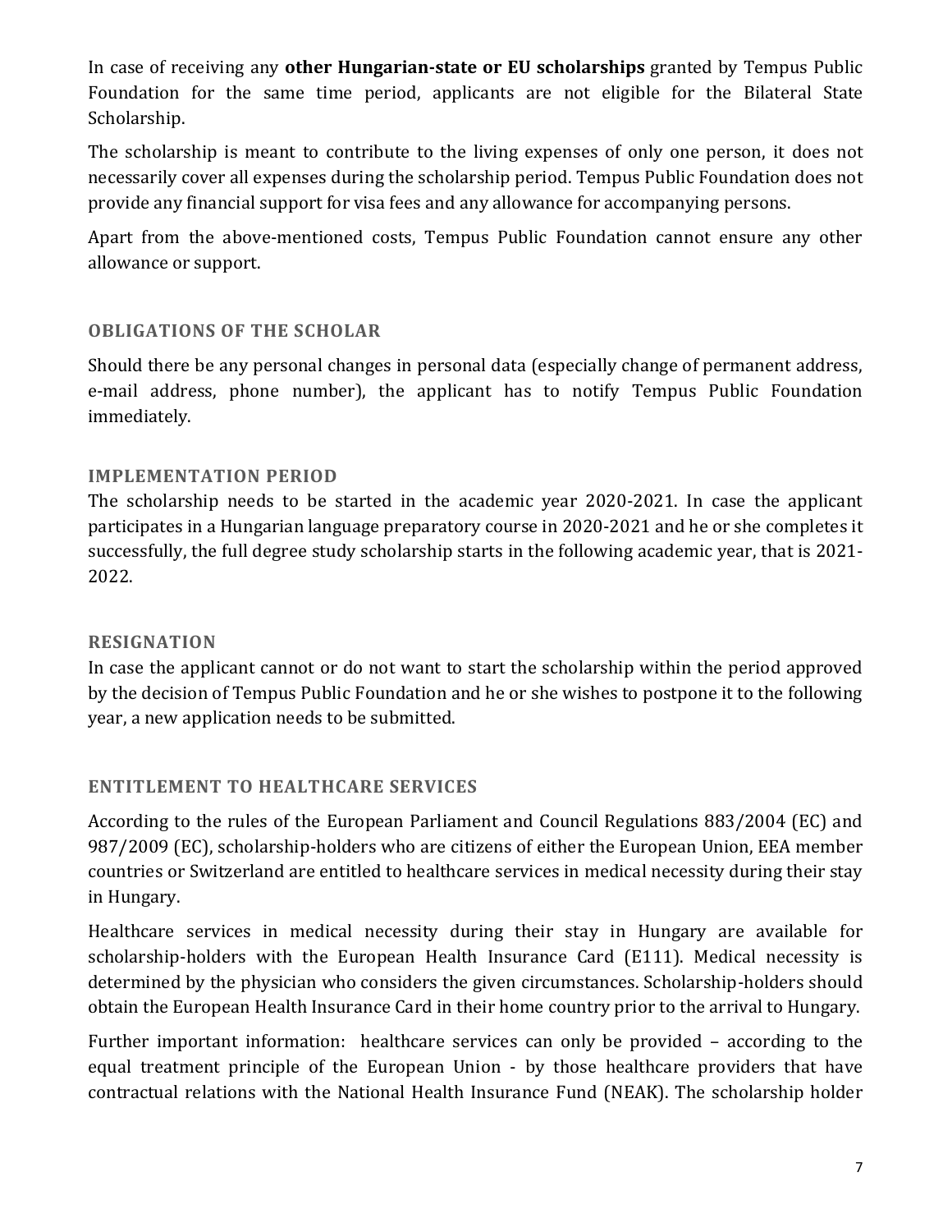In case of receiving any **other Hungarian-state or EU scholarships** granted by Tempus Public Foundation for the same time period, applicants are not eligible for the Bilateral State Scholarship.

The scholarship is meant to contribute to the living expenses of only one person, it does not necessarily cover all expenses during the scholarship period. Tempus Public Foundation does not provide any financial support for visa fees and any allowance for accompanying persons.

Apart from the above-mentioned costs, Tempus Public Foundation cannot ensure any other allowance or support.

## OBLIGATIONS OF THE SCHOLAR

Should there be any personal changes in personal data (especially change of permanent address, e-mail address, phone number), the applicant has to notify Tempus Public Foundation immediately.

## IMPLEMENTATION PERIOD

The scholarship needs to be started in the academic year 2020-2021. In case the applicant participates in a Hungarian language preparatory course in 2020-2021 and he or she completes it successfully, the full degree study scholarship starts in the following academic year, that is 2021-2022.

## RESIGNATION

In case the applicant cannot or do not want to start the scholarship within the period approved by the decision of Tempus Public Foundation and he or she wishes to postpone it to the following year, a new application needs to be submitted.

## ENTITLEMENT TO HEALTHCARE SERVICES

According to the rules of the European Parliament and Council Regulations 883/2004 (EC) and 987/2009 (EC), scholarship-holders who are citizens of either the European Union, EEA member countries or Switzerland are entitled to healthcare services in medical necessity during their stay in Hungary.

Healthcare services in medical necessity during their stay in Hungary are available for scholarship-holders with the European Health Insurance Card (E111). Medical necessity is determined by the physician who considers the given circumstances. Scholarship-holders should obtain the European Health Insurance Card in their home country prior to the arrival to Hungary.

Further important information: healthcare services can only be provided – according to the equal treatment principle of the European Union - by those healthcare providers that have contractual relations with the National Health Insurance Fund (NEAK). The scholarship holder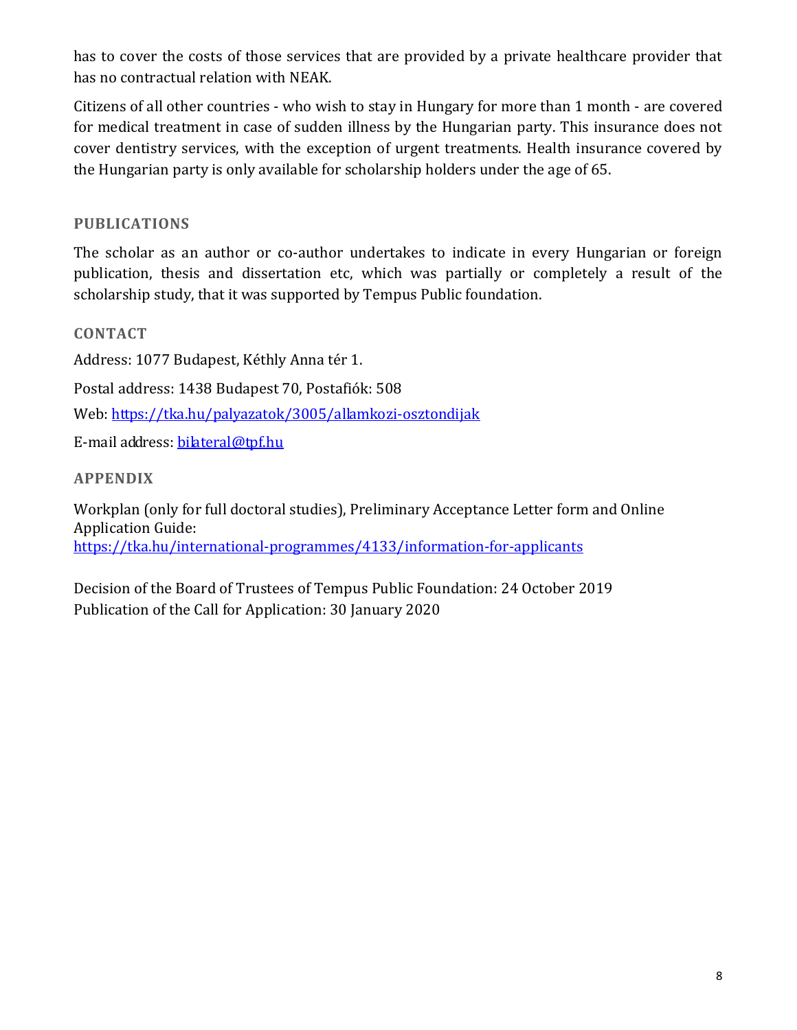has to cover the costs of those services that are provided by a private healthcare provider that has no contractual relation with NEAK.

Citizens of all other countries - who wish to stay in Hungary for more than 1 month - are covered for medical treatment in case of sudden illness by the Hungarian party. This insurance does not cover dentistry services, with the exception of urgent treatments. Health insurance covered by the Hungarian party is only available for scholarship holders under the age of 65.

## PUBLICATIONS

The scholar as an author or co-author undertakes to indicate in every Hungarian or foreign publication, thesis and dissertation etc, which was partially or completely a result of the scholarship study, that it was supported by Tempus Public foundation.

## CONTACT

Address: 1077 Budapest, Kéthly Anna tér 1.

Postal address: 1438 Budapest 70, Postafiók: 508

Web: https://tka.hu/palyazatok/3005/allamkozi-osztondijak

E-mail address: bilateral@tpf.hu

## APPENDIX

Workplan (only for full doctoral studies), Preliminary Acceptance Letter form and Online Application Guide:
https://tka.hu/international-programmes/4133/information-for-applicants

Decision of the Board of Trustees of Tempus Public Foundation: 24 October 2019
Publication of the Call for Application: 30 January 2020